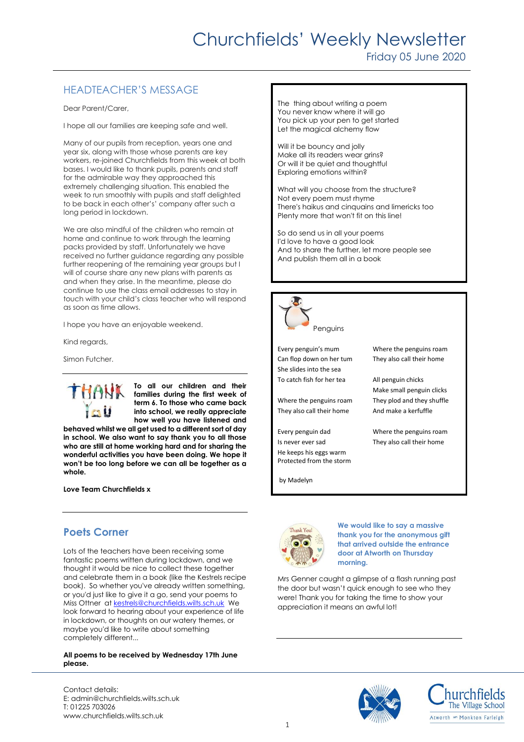# Churchfields' Weekly Newsletter

Friday 05 June 2020

## HEADTEACHER'S MESSAGE

Dear Parent/Carer,

I hope all our families are keeping safe and well.

Many of our pupils from reception, years one and year six, along with those whose parents are key workers, re-joined Churchfields from this week at both bases. I would like to thank pupils, parents and staff for the admirable way they approached this extremely challenging situation. This enabled the week to run smoothly with pupils and staff delighted to be back in each other's company after such a long period in lockdown.

We are also mindful of the children who remain at home and continue to work through the learning packs provided by staff. Unfortunately we have received no further guidance regarding any possible further reopening of the remaining year groups but I will of course share any new plans with parents as and when they arise. In the meantime, please do continue to use the class email addresses to stay in touch with your child's class teacher who will respond as soon as time allows.

I hope you have an enjoyable weekend.

Kind regards,

Simon Futcher.

**To all our children and their families during the first week of term 6. To those who came back into school, we really appreciate how well you have listened and behaved whilst we all get used to a different sort of day in school. We also want to say thank you to all those who are still at home working hard and for sharing the wonderful activities you have been doing. We hope it won't be too long before we can all be together as a whole.**

**Love Team Churchfields x**

## Poets Corner

Lots of the teachers have been receiving some fantastic poems written during lockdown, and we thought it would be nice to collect these together and celebrate them in a book (like the Kestrels recipe book). So whether you've already written something, or you'd just like to give it a go, send your poems to Miss Ottner at kestrels@churchfields.wilts.sch.uk We look forward to hearing about your experience of life in lockdown, or thoughts on our watery themes, or maybe you'd like to write about something completely different...

**All poems to be received by Wednesday 17th June please.**

The thing about writing a poem
You never know where it will go
You pick up your pen to get started
Let the magical alchemy flow

Will it be bouncy and jolly
Make all its readers wear grins?
Or will it be quiet and thoughtful
Exploring emotions within?

What will you choose from the structure?
Not every poem must rhyme
There's haikus and cinquains and limericks too
Plenty more that won't fit on this line!

So do send us in all your poems
I'd love to have a good look
And to share the further, let more people see
And publish them all in a book

### Penguins

Every penguin's mum
Can flop down on her tum
She slides into the sea
To catch fish for her tea

Where the penguins roam
They also call their home

Every penguin dad
Is never ever sad
He keeps his eggs warm
Protected from the storm

Where the penguins roam
They also call their home

All penguin chicks
Make small penguin clicks
They plod and they shuffle
And make a kerfuffle

Where the penguins roam
They also call their home

by Madelyn

**We would like to say a massive thank you for the anonymous gift that arrived outside the entrance door at Atworth on Thursday morning.**

Mrs Genner caught a glimpse of a flash running past the door but wasn't quick enough to see who they were! Thank you for taking the time to show your appreciation it means an awful lot!

Contact details:
E: admin@churchfields.wilts.sch.uk
T: 01225 703026
www.churchfields.wilts.sch.uk

Churchfields The Village School
Atworth and Monkton Farleigh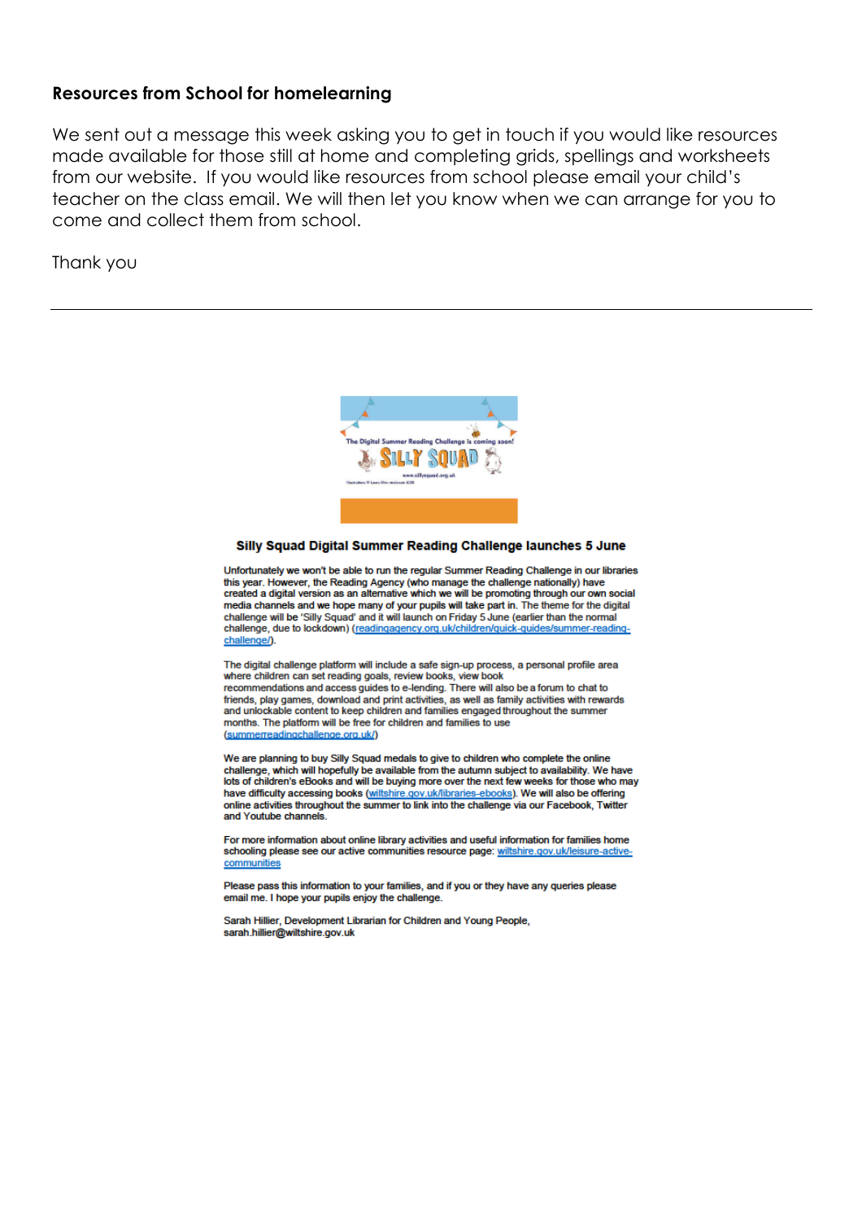**Resources from School for homelearning**

We sent out a message this week asking you to get in touch if you would like resources made available for those still at home and completing grids, spellings and worksheets from our website. If you would like resources from school please email your child's teacher on the class email. We will then let you know when we can arrange for you to come and collect them from school.

Thank you

---

The Digital Summer Reading Challenge is coming soon!

SILLY SQUAD

www.sillysquad.org.uk

**Silly Squad Digital Summer Reading Challenge launches 5 June**

Unfortunately we won't be able to run the regular Summer Reading Challenge in our libraries this year. However, the Reading Agency (who manage the challenge nationally) have created a digital version as an alternative which we will be promoting through our own social media channels and we hope many of your pupils will take part in. The theme for the digital challenge will be 'Silly Squad' and it will launch on Friday 5 June (earlier than the normal challenge, due to lockdown) (readingagency.org.uk/children/quick-guides/summer-reading-challenge/).

The digital challenge platform will include a safe sign-up process, a personal profile area where children can set reading goals, review books, view book recommendations and access guides to e-lending. There will also be a forum to chat to friends, play games, download and print activities, as well as family activities with rewards and unlockable content to keep children and families engaged throughout the summer months. The platform will be free for children and families to use (summerreadingchallenge.org.uk/)

We are planning to buy Silly Squad medals to give to children who complete the online challenge, which will hopefully be available from the autumn subject to availability. We have lots of children's eBooks and will be buying more over the next few weeks for those who may have difficulty accessing books (wiltshire.gov.uk/libraries-ebooks). We will also be offering online activities throughout the summer to link into the challenge via our Facebook, Twitter and Youtube channels.

For more information about online library activities and useful information for families home schooling please see our active communities resource page: wiltshire.gov.uk/leisure-active-communities

Please pass this information to your families, and if you or they have any queries please email me. I hope your pupils enjoy the challenge.

Sarah Hillier, Development Librarian for Children and Young People,
sarah.hillier@wiltshire.gov.uk